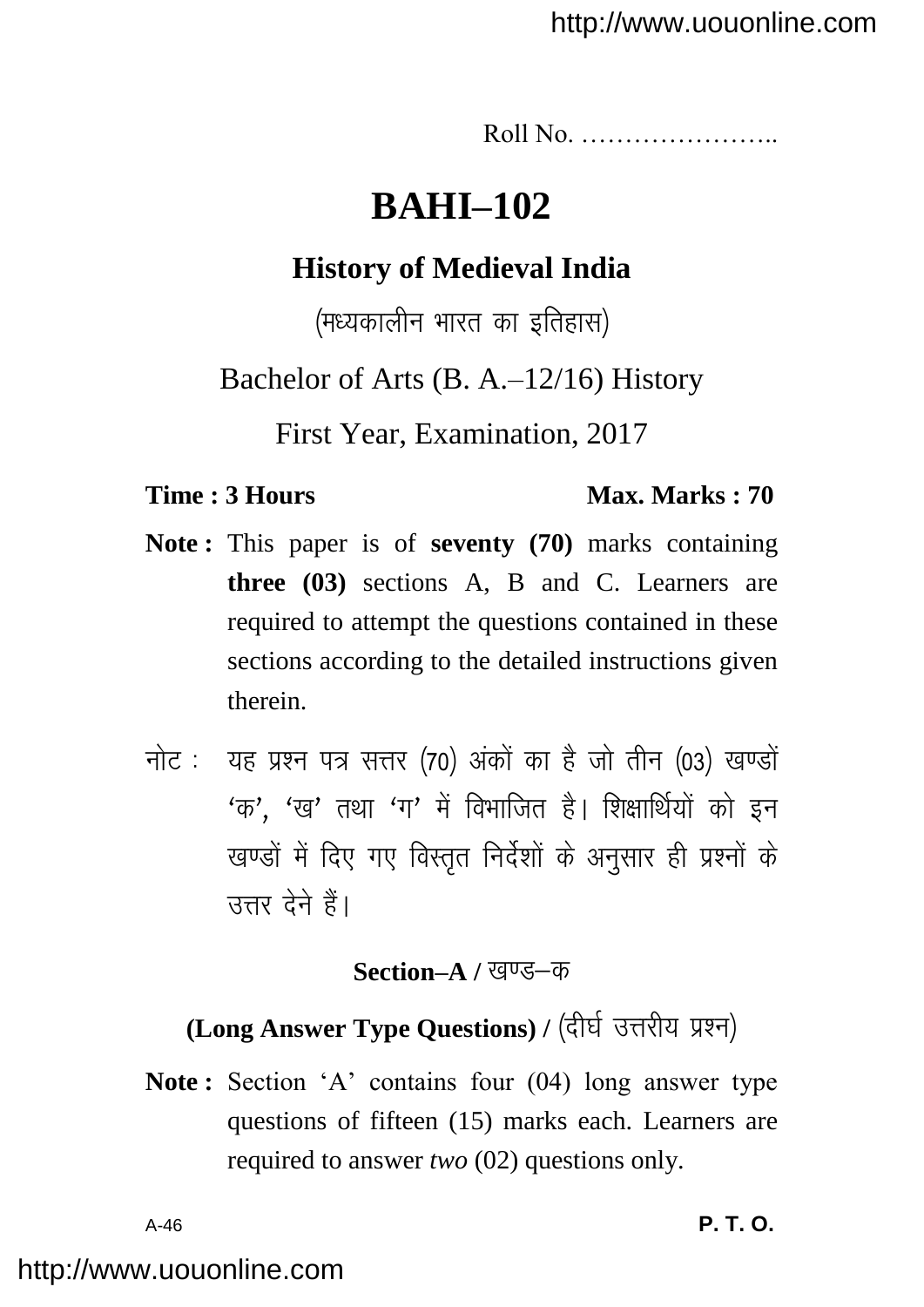Roll No. …………………..

# BAHI–102

## History of Medieval India

(मध्यकालीन भारत का इतिहास)

Bachelor of Arts (B. A.–12/16) History

First Year, Examination, 2017

**Time : 3 Hours** **Max. Marks : 70**

**Note :** This paper is of **seventy (70)** marks containing **three (03)** sections A, B and C. Learners are required to attempt the questions contained in these sections according to the detailed instructions given therein.

नोट : यह प्रश्न पत्र सत्तर (70) अंकों का है जो तीन (03) खण्डों 'क', 'ख' तथा 'ग' में विभाजित है। शिक्षार्थियों को इन खण्डों में दिए गए विस्तृत निर्देशों के अनुसार ही प्रश्नों के उत्तर देने हैं।

### Section–A / खण्ड–क

**(Long Answer Type Questions) /** (दीर्घ उत्तरीय प्रश्न)

**Note :** Section 'A' contains four (04) long answer type questions of fifteen (15) marks each. Learners are required to answer *two* (02) questions only.

A-46 **P. T. O.**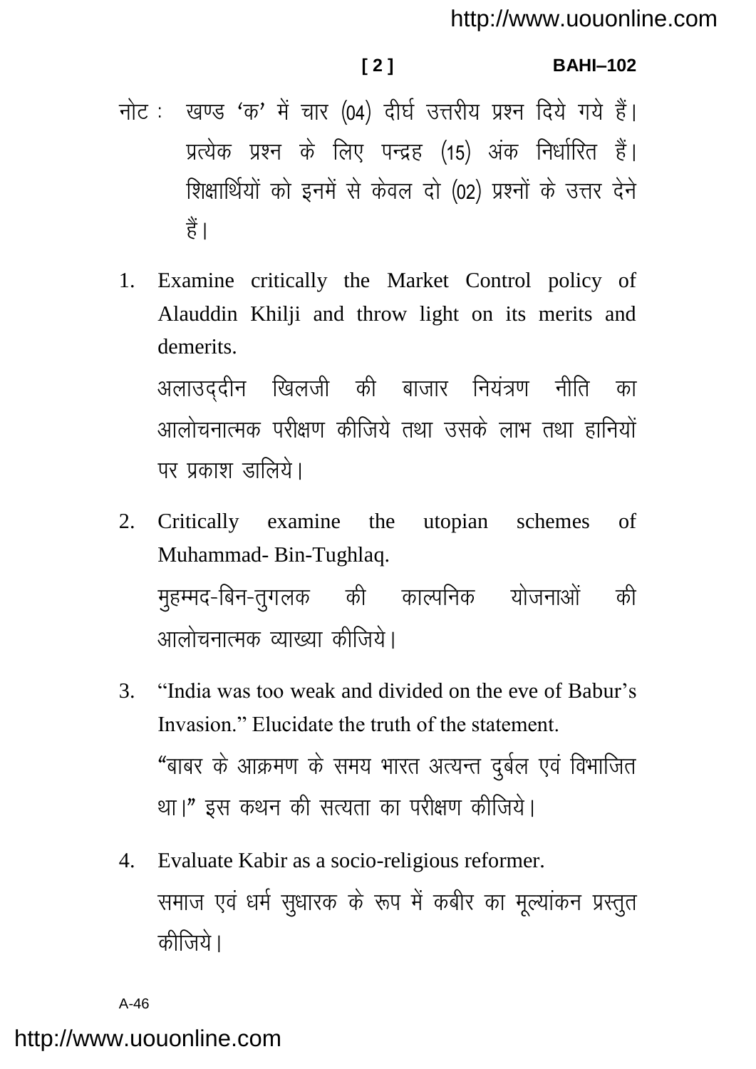नोट : खण्ड 'क' में चार (04) दीर्घ उत्तरीय प्रश्न दिये गये हैं। प्रत्येक प्रश्न के लिए पन्द्रह (15) अंक निर्धारित हैं। शिक्षार्थियों को इनमें से केवल दो (02) प्रश्नों के उत्तर देने हैं।

1. Examine critically the Market Control policy of Alauddin Khilji and throw light on its merits and demerits.

   अलाउद्दीन खिलजी की बाजार नियंत्रण नीति का आलोचनात्मक परीक्षण कीजिये तथा उसके लाभ तथा हानियों पर प्रकाश डालिये।

2. Critically examine the utopian schemes of Muhammad- Bin-Tughlaq.

   मुहम्मद-बिन-तुगलक की काल्पनिक योजनाओं की आलोचनात्मक व्याख्या कीजिये।

3. "India was too weak and divided on the eve of Babur's Invasion." Elucidate the truth of the statement.

   "बाबर के आक्रमण के समय भारत अत्यन्त दुर्बल एवं विभाजित था।" इस कथन की सत्यता का परीक्षण कीजिये।

4. Evaluate Kabir as a socio-religious reformer.

   समाज एवं धर्म सुधारक के रूप में कबीर का मूल्यांकन प्रस्तुत कीजिये।

A-46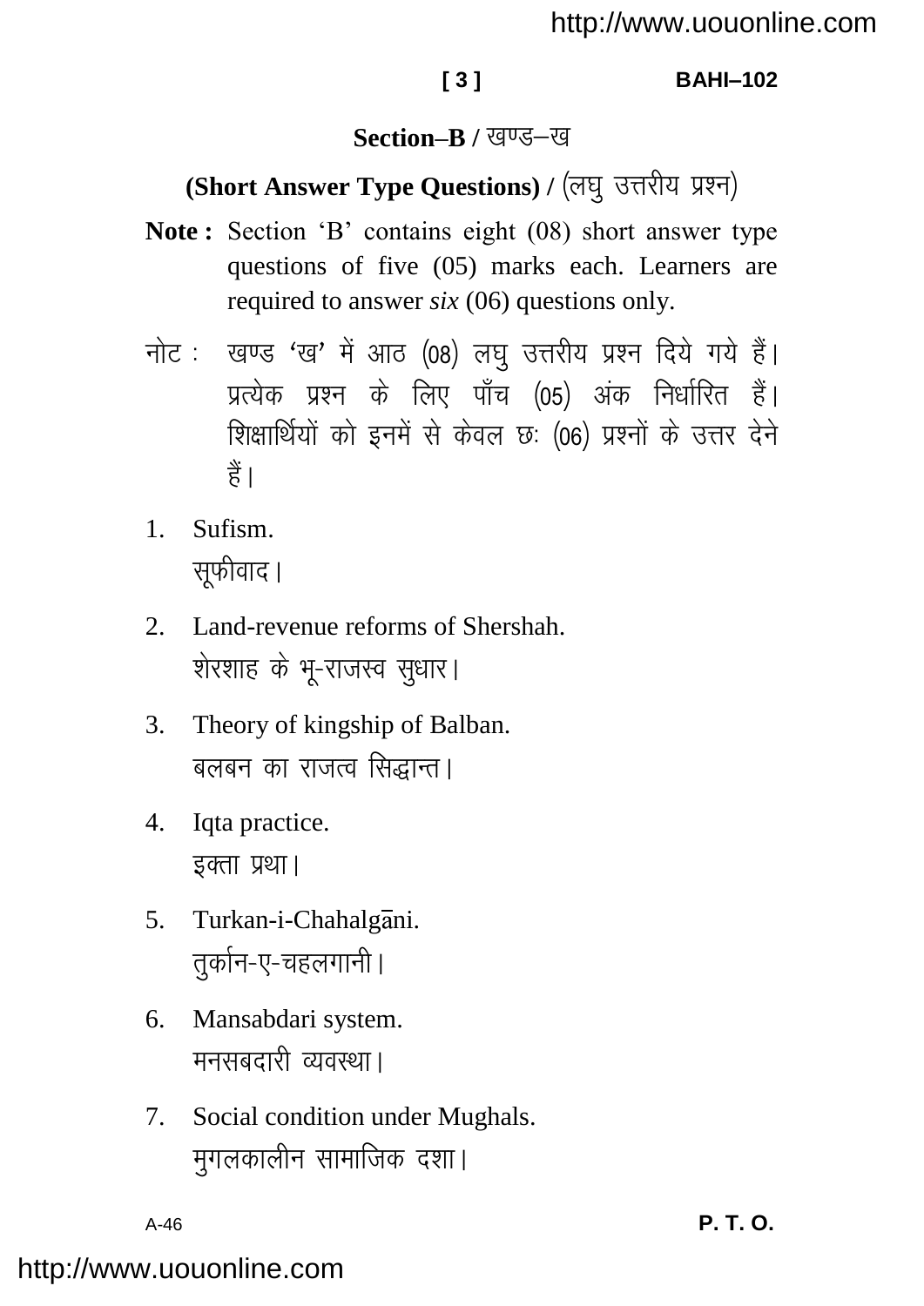## Section–B / खण्ड–ख

### (Short Answer Type Questions) / (लघु उत्तरीय प्रश्न)

**Note :** Section 'B' contains eight (08) short answer type questions of five (05) marks each. Learners are required to answer *six* (06) questions only.

नोट : खण्ड 'ख' में आठ (08) लघु उत्तरीय प्रश्न दिये गये हैं। प्रत्येक प्रश्न के लिए पाँच (05) अंक निर्धारित हैं। शिक्षार्थियों को इनमें से केवल छः (06) प्रश्नों के उत्तर देने हैं।

1. Sufism.
   सूफीवाद।

2. Land-revenue reforms of Shershah.
   शेरशाह के भू-राजस्व सुधार।

3. Theory of kingship of Balban.
   बलबन का राजत्व सिद्धान्त।

4. Iqta practice.
   इक्ता प्रथा।

5. Turkan-i-Chahalgāni.
   तुर्कान-ए-चहलगानी।

6. Mansabdari system.
   मनसबदारी व्यवस्था।

7. Social condition under Mughals.
   मुगलकालीन सामाजिक दशा।

A-46 **P. T. O.**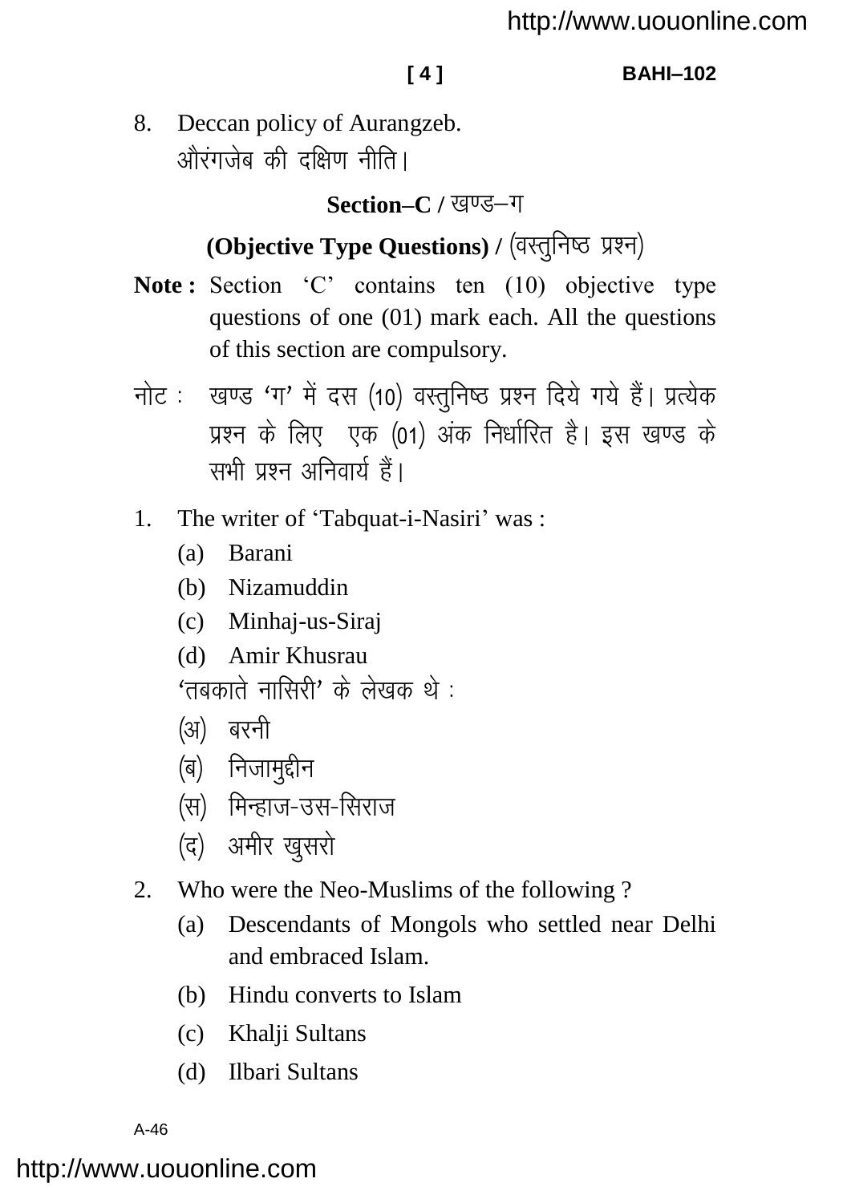8. Deccan policy of Aurangzeb.
   औरंगजेब की दक्षिण नीति।

## Section–C / खण्ड–ग

### (Objective Type Questions) / (वस्तुनिष्ठ प्रश्न)

**Note :** Section 'C' contains ten (10) objective type questions of one (01) mark each. All the questions of this section are compulsory.

नोट : खण्ड 'ग' में दस (10) वस्तुनिष्ठ प्रश्न दिये गये हैं। प्रत्येक प्रश्न के लिए एक (01) अंक निर्धारित है। इस खण्ड के सभी प्रश्न अनिवार्य हैं।

1. The writer of 'Tabquat-i-Nasiri' was :
   (a) Barani
   (b) Nizamuddin
   (c) Minhaj-us-Siraj
   (d) Amir Khusrau

   'तबकाते नासिरी' के लेखक थे :
   (अ) बरनी
   (ब) निजामुद्दीन
   (स) मिन्हाज-उस-सिराज
   (द) अमीर खुसरो

2. Who were the Neo-Muslims of the following ?
   (a) Descendants of Mongols who settled near Delhi and embraced Islam.
   (b) Hindu converts to Islam
   (c) Khalji Sultans
   (d) Ilbari Sultans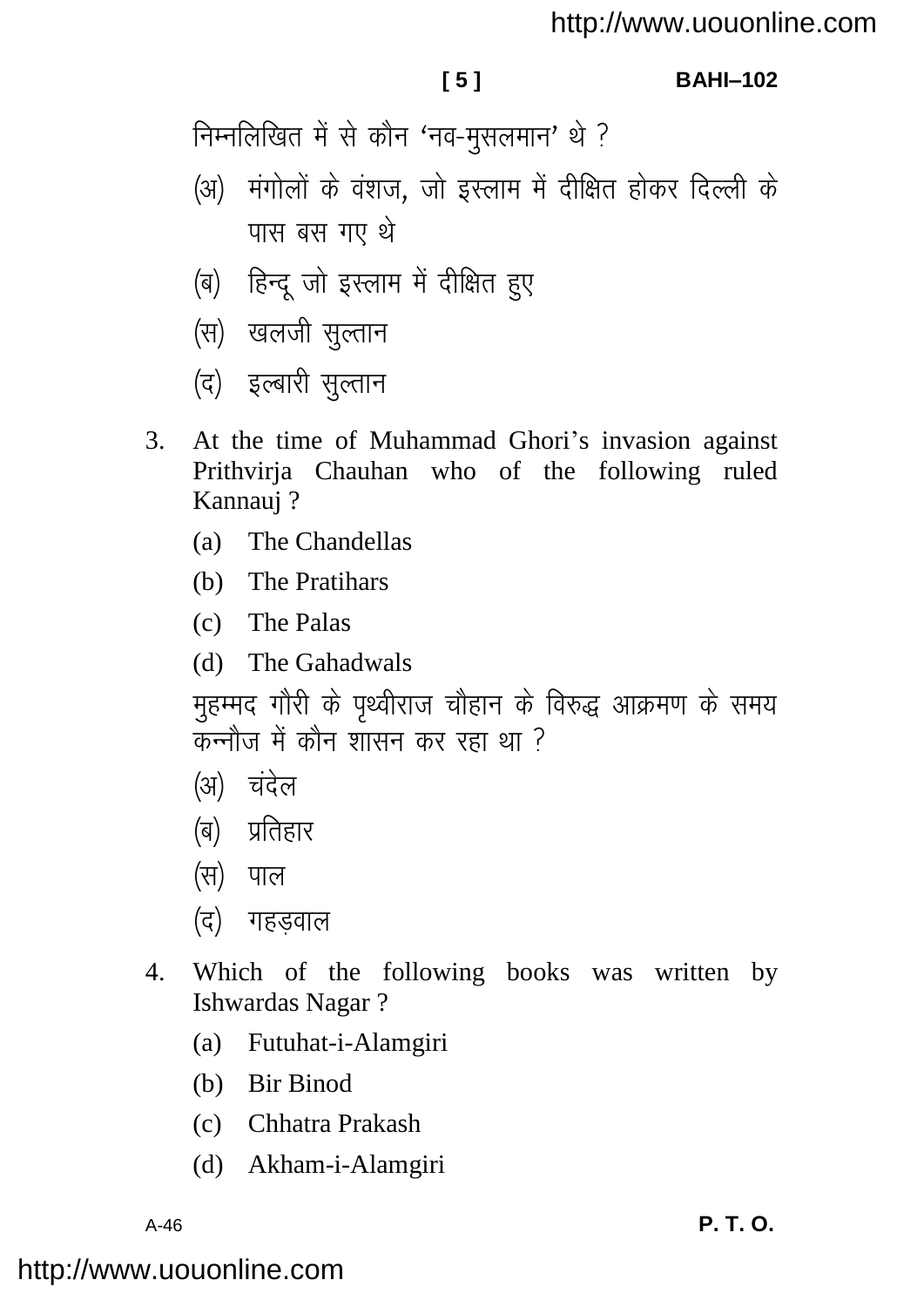निम्नलिखित में से कौन 'नव-मुसलमान' थे ?

(अ) मंगोलों के वंशज, जो इस्लाम में दीक्षित होकर दिल्ली के पास बस गए थे

(ब) हिन्दू जो इस्लाम में दीक्षित हुए

(स) खलजी सुल्तान

(द) इल्बारी सुल्तान

3. At the time of Muhammad Ghori's invasion against Prithvirja Chauhan who of the following ruled Kannauj ?

   (a) The Chandellas

   (b) The Pratihars

   (c) The Palas

   (d) The Gahadwals

   मुहम्मद गौरी के पृथ्वीराज चौहान के विरुद्ध आक्रमण के समय कन्नौज में कौन शासन कर रहा था ?

   (अ) चंदेल

   (ब) प्रतिहार

   (स) पाल

   (द) गहड़वाल

4. Which of the following books was written by Ishwardas Nagar ?

   (a) Futuhat-i-Alamgiri

   (b) Bir Binod

   (c) Chhatra Prakash

   (d) Akham-i-Alamgiri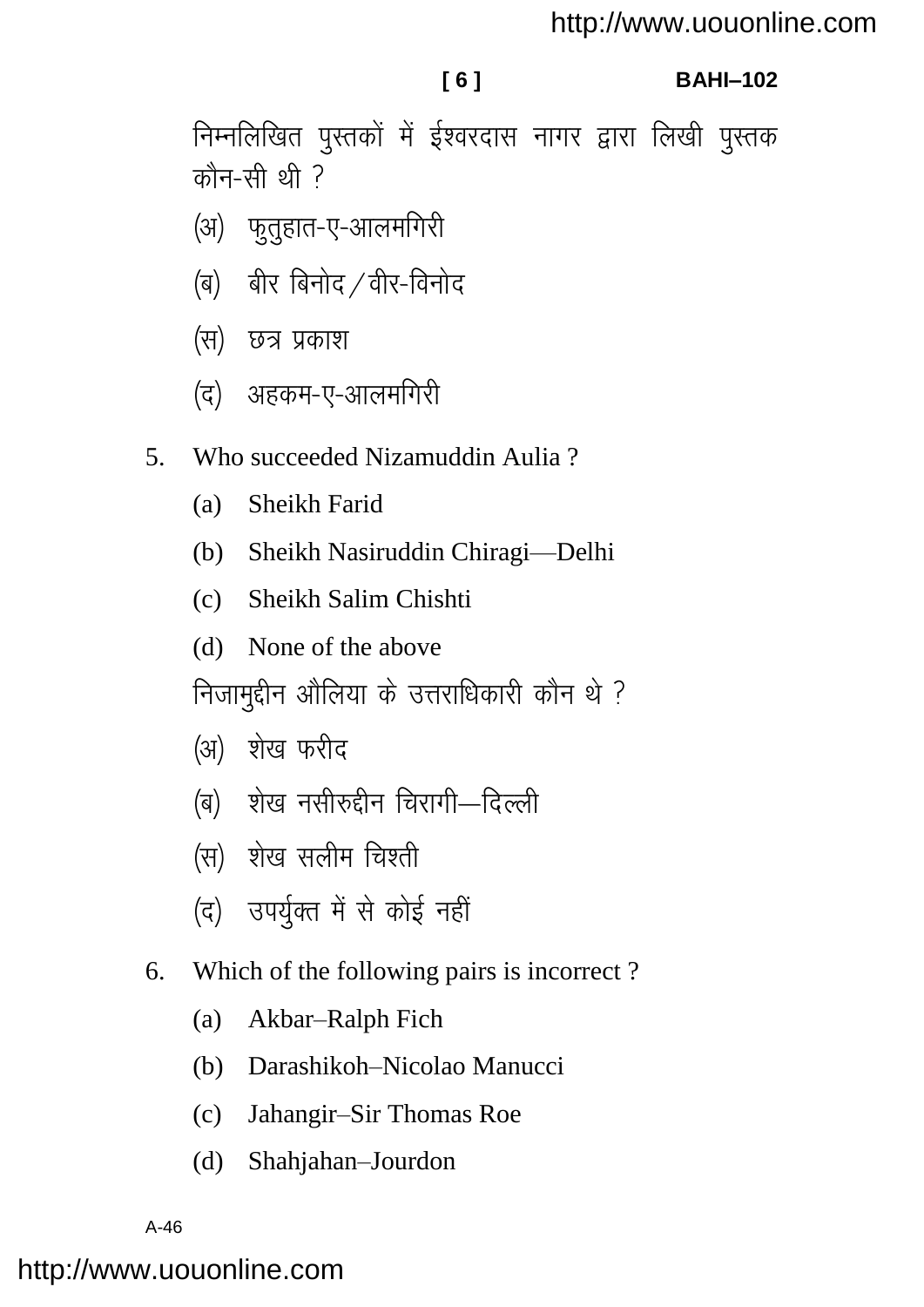निम्नलिखित पुस्तकों में ईश्वरदास नागर द्वारा लिखी पुस्तक कौन-सी थी ?

(अ) फुतुहात-ए-आलमगिरी

(ब) बीर बिनोद / वीर-विनोद

(स) छत्र प्रकाश

(द) अहकम-ए-आलमगिरी

5. Who succeeded Nizamuddin Aulia ?

   (a) Sheikh Farid

   (b) Sheikh Nasiruddin Chiragi—Delhi

   (c) Sheikh Salim Chishti

   (d) None of the above

   निजामुद्दीन औलिया के उत्तराधिकारी कौन थे ?

   (अ) शेख फरीद

   (ब) शेख नसीरुद्दीन चिरागी—दिल्ली

   (स) शेख सलीम चिश्ती

   (द) उपर्युक्त में से कोई नहीं

6. Which of the following pairs is incorrect ?

   (a) Akbar–Ralph Fich

   (b) Darashikoh–Nicolao Manucci

   (c) Jahangir–Sir Thomas Roe

   (d) Shahjahan–Jourdon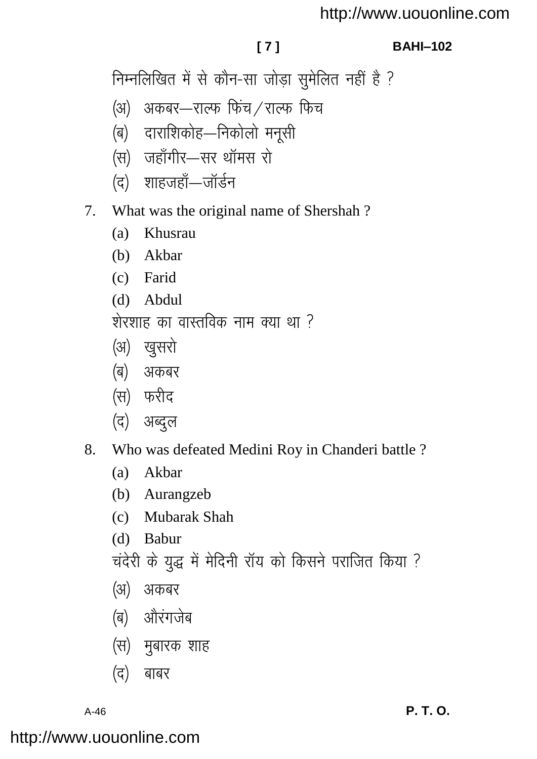निम्नलिखित में से कौन-सा जोड़ा सुमेलित नहीं है ?

(अ) अकबर—राल्फ फिंच / राल्फ फिच

(ब) दाराशिकोह—निकोलो मनूसी

(स) जहाँगीर—सर थॉमस रो

(द) शाहजहाँ—जॉर्डन

7. What was the original name of Shershah ?

   (a) Khusrau

   (b) Akbar

   (c) Farid

   (d) Abdul

   शेरशाह का वास्तविक नाम क्या था ?

   (अ) खुसरो

   (ब) अकबर

   (स) फरीद

   (द) अब्दुल

8. Who was defeated Medini Roy in Chanderi battle ?

   (a) Akbar

   (b) Aurangzeb

   (c) Mubarak Shah

   (d) Babur

   चंदेरी के युद्ध में मेदिनी रॉय को किसने पराजित किया ?

   (अ) अकबर

   (ब) औरंगजेब

   (स) मुबारक शाह

   (द) बाबर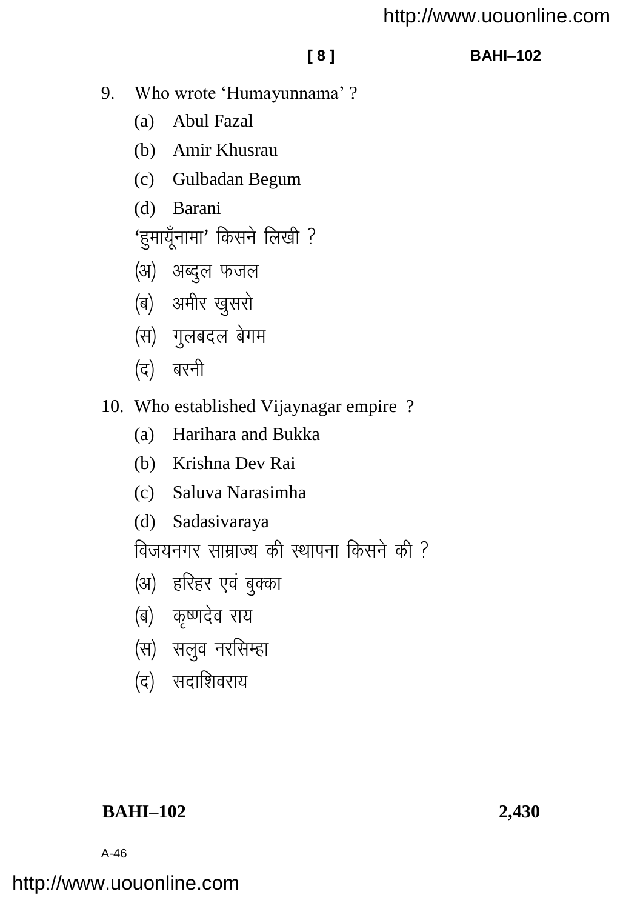9. Who wrote 'Humayunnama' ?
   - (a) Abul Fazal
   - (b) Amir Khusrau
   - (c) Gulbadan Begum
   - (d) Barani

   'हुमायूँनामा' किसने लिखी ?
   - (अ) अब्दुल फजल
   - (ब) अमीर खुसरो
   - (स) गुलबदल बेगम
   - (द) बरनी

10. Who established Vijaynagar empire ?
    - (a) Harihara and Bukka
    - (b) Krishna Dev Rai
    - (c) Saluva Narasimha
    - (d) Sadasivaraya

    विजयनगर साम्राज्य की स्थापना किसने की ?
    - (अ) हरिहर एवं बुक्का
    - (ब) कृष्णदेव राय
    - (स) सलुव नरसिम्हा
    - (द) सदाशिवराय

BAHI–102 2,430

A-46